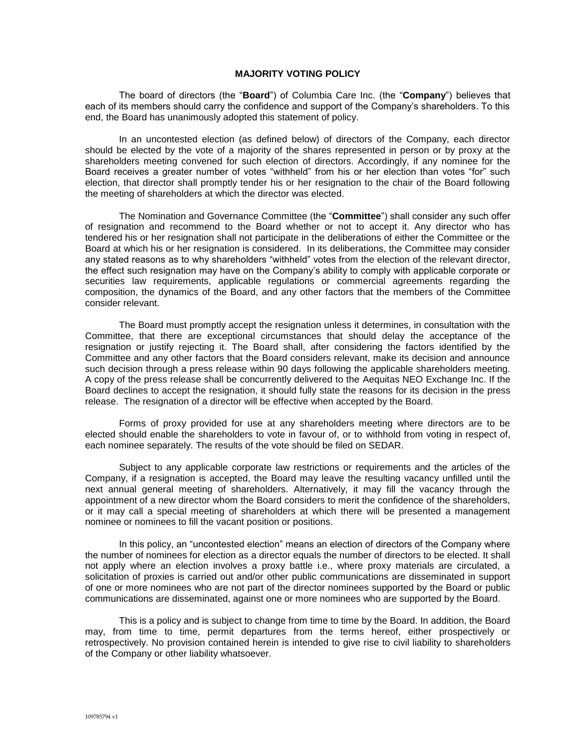# MAJORITY VOTING POLICY

The board of directors (the "**Board**") of Columbia Care Inc. (the "**Company**") believes that each of its members should carry the confidence and support of the Company's shareholders. To this end, the Board has unanimously adopted this statement of policy.

In an uncontested election (as defined below) of directors of the Company, each director should be elected by the vote of a majority of the shares represented in person or by proxy at the shareholders meeting convened for such election of directors. Accordingly, if any nominee for the Board receives a greater number of votes "withheld" from his or her election than votes "for" such election, that director shall promptly tender his or her resignation to the chair of the Board following the meeting of shareholders at which the director was elected.

The Nomination and Governance Committee (the "**Committee**") shall consider any such offer of resignation and recommend to the Board whether or not to accept it. Any director who has tendered his or her resignation shall not participate in the deliberations of either the Committee or the Board at which his or her resignation is considered. In its deliberations, the Committee may consider any stated reasons as to why shareholders "withheld" votes from the election of the relevant director, the effect such resignation may have on the Company's ability to comply with applicable corporate or securities law requirements, applicable regulations or commercial agreements regarding the composition, the dynamics of the Board, and any other factors that the members of the Committee consider relevant.

The Board must promptly accept the resignation unless it determines, in consultation with the Committee, that there are exceptional circumstances that should delay the acceptance of the resignation or justify rejecting it. The Board shall, after considering the factors identified by the Committee and any other factors that the Board considers relevant, make its decision and announce such decision through a press release within 90 days following the applicable shareholders meeting. A copy of the press release shall be concurrently delivered to the Aequitas NEO Exchange Inc. If the Board declines to accept the resignation, it should fully state the reasons for its decision in the press release. The resignation of a director will be effective when accepted by the Board.

Forms of proxy provided for use at any shareholders meeting where directors are to be elected should enable the shareholders to vote in favour of, or to withhold from voting in respect of, each nominee separately. The results of the vote should be filed on SEDAR.

Subject to any applicable corporate law restrictions or requirements and the articles of the Company, if a resignation is accepted, the Board may leave the resulting vacancy unfilled until the next annual general meeting of shareholders. Alternatively, it may fill the vacancy through the appointment of a new director whom the Board considers to merit the confidence of the shareholders, or it may call a special meeting of shareholders at which there will be presented a management nominee or nominees to fill the vacant position or positions.

In this policy, an "uncontested election" means an election of directors of the Company where the number of nominees for election as a director equals the number of directors to be elected. It shall not apply where an election involves a proxy battle i.e., where proxy materials are circulated, a solicitation of proxies is carried out and/or other public communications are disseminated in support of one or more nominees who are not part of the director nominees supported by the Board or public communications are disseminated, against one or more nominees who are supported by the Board.

This is a policy and is subject to change from time to time by the Board. In addition, the Board may, from time to time, permit departures from the terms hereof, either prospectively or retrospectively. No provision contained herein is intended to give rise to civil liability to shareholders of the Company or other liability whatsoever.

109785794 v1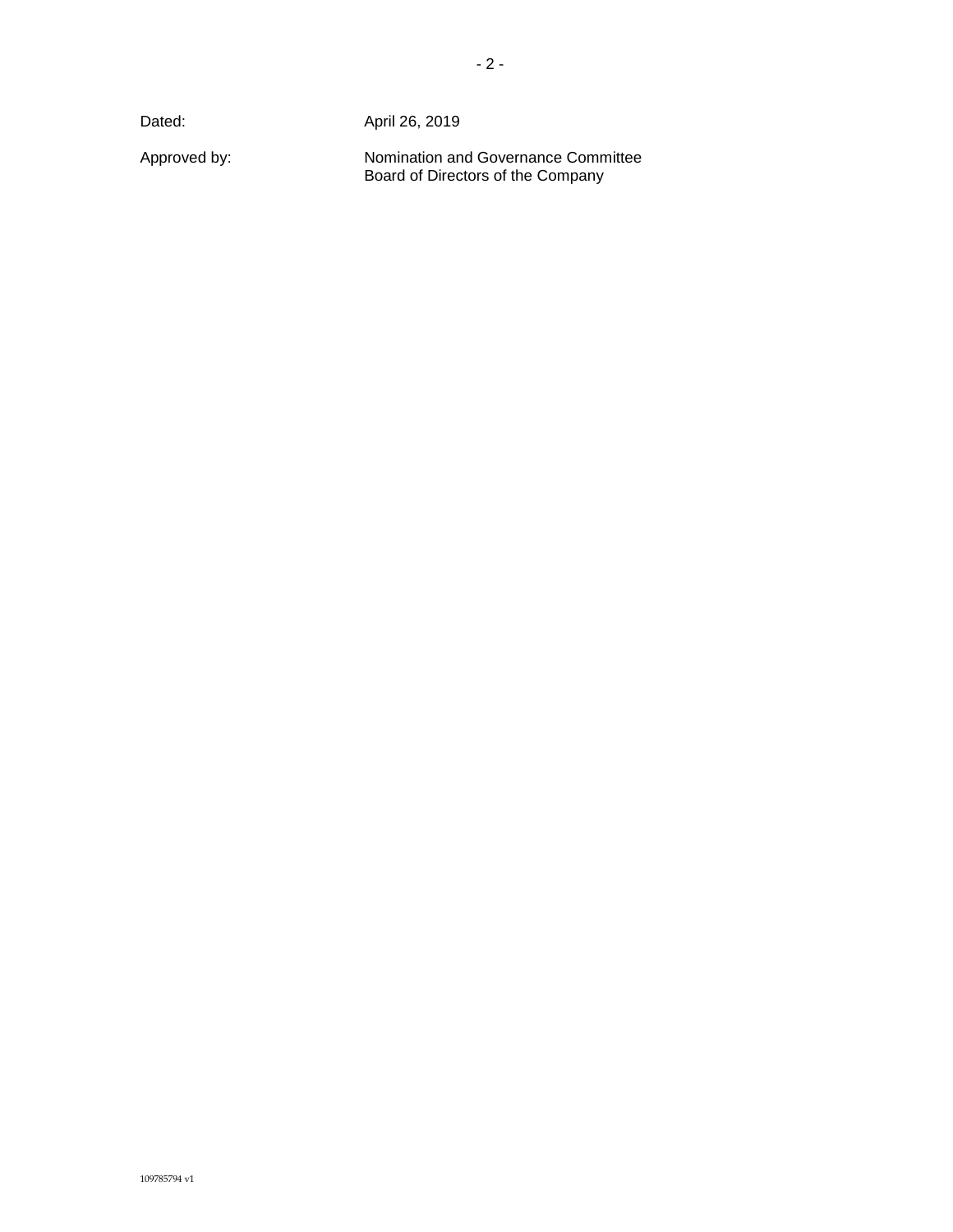| | |
|---|---|
| Dated: | April 26, 2019 |
| Approved by: | Nomination and Governance Committee<br>Board of Directors of the Company |

109785794 v1